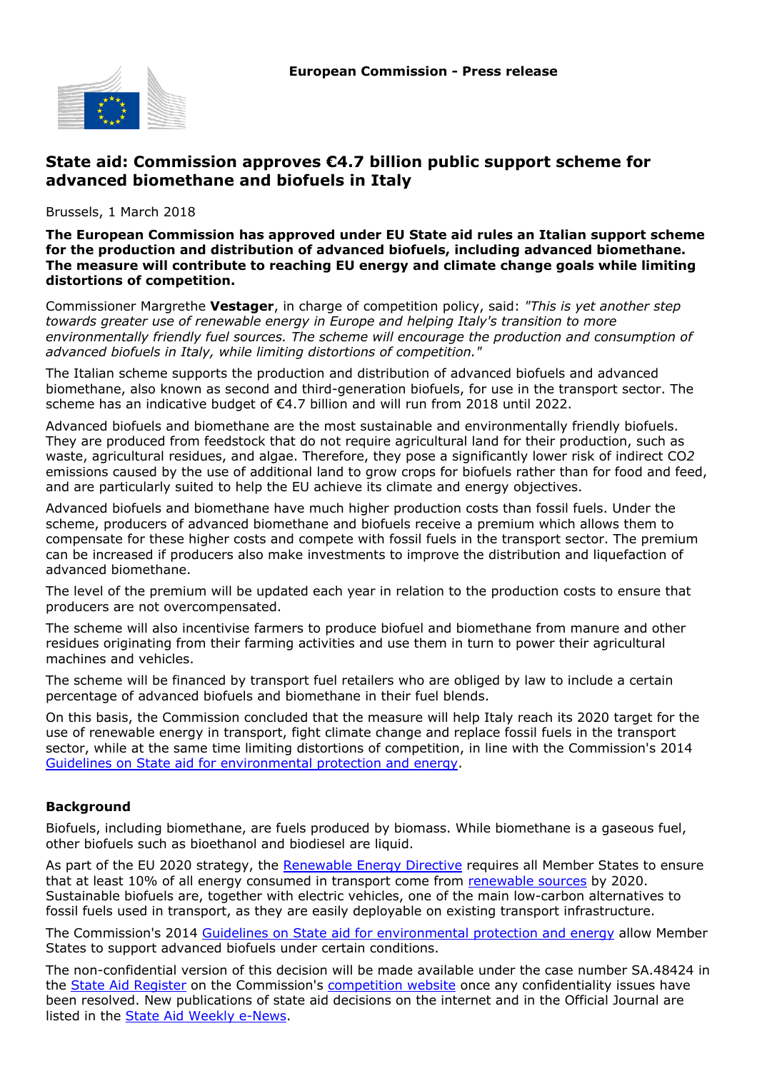**European Commission - Press release**

# State aid: Commission approves €4.7 billion public support scheme for advanced biomethane and biofuels in Italy

Brussels, 1 March 2018

**The European Commission has approved under EU State aid rules an Italian support scheme for the production and distribution of advanced biofuels, including advanced biomethane. The measure will contribute to reaching EU energy and climate change goals while limiting distortions of competition.**

Commissioner Margrethe **Vestager**, in charge of competition policy, said: *"This is yet another step towards greater use of renewable energy in Europe and helping Italy's transition to more environmentally friendly fuel sources. The scheme will encourage the production and consumption of advanced biofuels in Italy, while limiting distortions of competition."*

The Italian scheme supports the production and distribution of advanced biofuels and advanced biomethane, also known as second and third-generation biofuels, for use in the transport sector. The scheme has an indicative budget of €4.7 billion and will run from 2018 until 2022.

Advanced biofuels and biomethane are the most sustainable and environmentally friendly biofuels. They are produced from feedstock that do not require agricultural land for their production, such as waste, agricultural residues, and algae. Therefore, they pose a significantly lower risk of indirect $CO_2$ emissions caused by the use of additional land to grow crops for biofuels rather than for food and feed, and are particularly suited to help the EU achieve its climate and energy objectives.

Advanced biofuels and biomethane have much higher production costs than fossil fuels. Under the scheme, producers of advanced biomethane and biofuels receive a premium which allows them to compensate for these higher costs and compete with fossil fuels in the transport sector. The premium can be increased if producers also make investments to improve the distribution and liquefaction of advanced biomethane.

The level of the premium will be updated each year in relation to the production costs to ensure that producers are not overcompensated.

The scheme will also incentivise farmers to produce biofuel and biomethane from manure and other residues originating from their farming activities and use them in turn to power their agricultural machines and vehicles.

The scheme will be financed by transport fuel retailers who are obliged by law to include a certain percentage of advanced biofuels and biomethane in their fuel blends.

On this basis, the Commission concluded that the measure will help Italy reach its 2020 target for the use of renewable energy in transport, fight climate change and replace fossil fuels in the transport sector, while at the same time limiting distortions of competition, in line with the Commission's 2014 Guidelines on State aid for environmental protection and energy.

### Background

Biofuels, including biomethane, are fuels produced by biomass. While biomethane is a gaseous fuel, other biofuels such as bioethanol and biodiesel are liquid.

As part of the EU 2020 strategy, the Renewable Energy Directive requires all Member States to ensure that at least 10% of all energy consumed in transport come from renewable sources by 2020. Sustainable biofuels are, together with electric vehicles, one of the main low-carbon alternatives to fossil fuels used in transport, as they are easily deployable on existing transport infrastructure.

The Commission's 2014 Guidelines on State aid for environmental protection and energy allow Member States to support advanced biofuels under certain conditions.

The non-confidential version of this decision will be made available under the case number SA.48424 in the State Aid Register on the Commission's competition website once any confidentiality issues have been resolved. New publications of state aid decisions on the internet and in the Official Journal are listed in the State Aid Weekly e-News.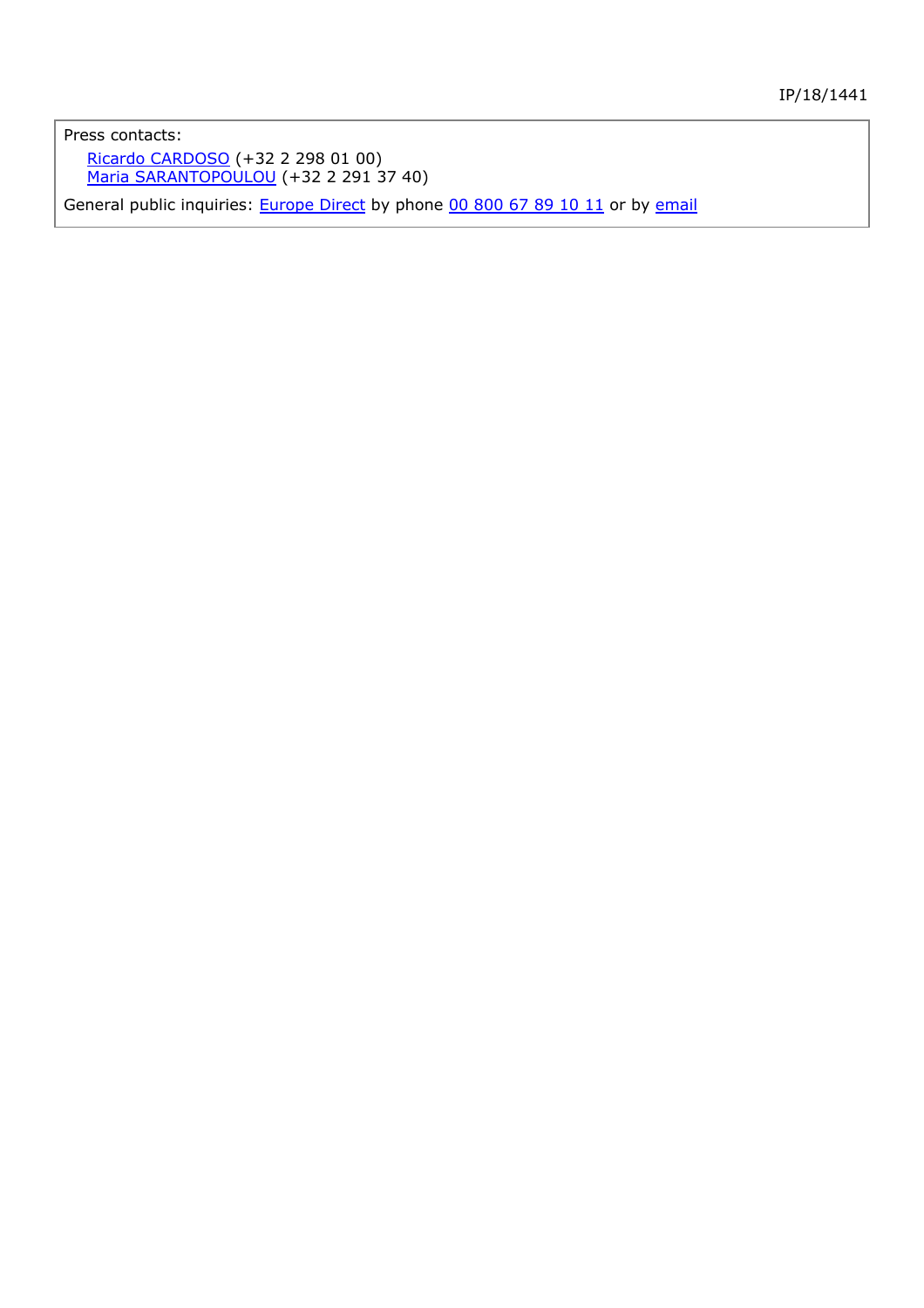IP/18/1441

Press contacts:

Ricardo CARDOSO (+32 2 298 01 00)
Maria SARANTOPOULOU (+32 2 291 37 40)

General public inquiries: Europe Direct by phone 00 800 67 89 10 11 or by email